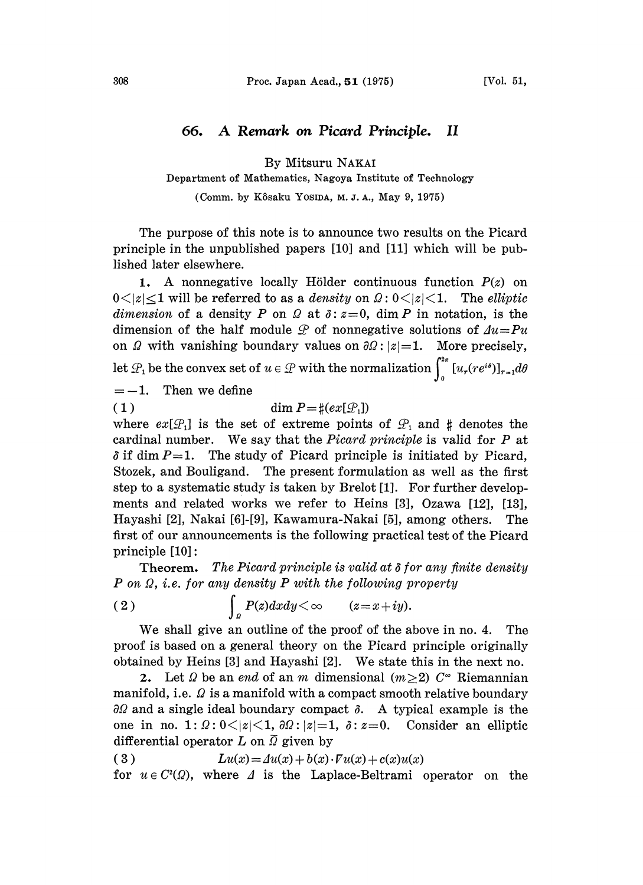# 66. *A Remark on Picard Principle. II*

By Mitsuru NAKAI

Department of Mathematics, Nagoya Institute of Technology

(Comm. by Kôsaku YOSIDA, M. J. A., May 9, 1975)

The purpose of this note is to announce two results on the Picard principle in the unpublished papers [10] and [11] which will be published later elsewhere.

**1.** A nonnegative locally Hölder continuous function $P(z)$ on $0<|z|\leq 1$ will be referred to as a *density* on $\Omega: 0<|z|<1$. The *elliptic dimension* of a density $P$ on $\Omega$ at $\delta: z=0$, $\dim P$ in notation, is the dimension of the half module $\mathcal{P}$ of nonnegative solutions of $\Delta u = Pu$ on $\Omega$ with vanishing boundary values on $\partial\Omega: |z|=1$. More precisely, let $\mathcal{P}_1$ be the convex set of $u \in \mathcal{P}$ with the normalization $\int_0^{2\pi} [u_r(re^{i\theta})]_{r=1} d\theta = -1$. Then we define

$$\dim P = \sharp(ex[\mathcal{P}_1]) \tag{1}$$

where $ex[\mathcal{P}_1]$ is the set of extreme points of $\mathcal{P}_1$ and $\sharp$ denotes the cardinal number. We say that the *Picard principle* is valid for $P$ at $\delta$ if $\dim P=1$. The study of Picard principle is initiated by Picard, Stozek, and Bouligand. The present formulation as well as the first step to a systematic study is taken by Brelot [1]. For further developments and related works we refer to Heins [3], Ozawa [12], [13], Hayashi [2], Nakai [6]-[9], Kawamura-Nakai [5], among others. The first of our announcements is the following practical test of the Picard principle [10]:

**Theorem.** *The Picard principle is valid at $\delta$ for any finite density $P$ on $\Omega$, i.e. for any density $P$ with the following property*

$$\int_\Omega P(z)dxdy < \infty \qquad (z=x+iy). \tag{2}$$

We shall give an outline of the proof of the above in no. 4. The proof is based on a general theory on the Picard principle originally obtained by Heins [3] and Hayashi [2]. We state this in the next no.

**2.** Let $\Omega$ be an *end* of an $m$ dimensional ($m\geq 2$) $C^\infty$ Riemannian manifold, i.e. $\Omega$ is a manifold with a compact smooth relative boundary $\partial\Omega$ and a single ideal boundary compact $\delta$. A typical example is the one in no. 1: $\Omega: 0<|z|<1$, $\partial\Omega: |z|=1$, $\delta: z=0$. Consider an elliptic differential operator $L$ on $\bar{\Omega}$ given by

$$Lu(x) = \Delta u(x) + b(x)\cdot\nabla u(x) + c(x)u(x) \tag{3}$$

for $u \in C^2(\Omega)$, where $\Delta$ is the Laplace-Beltrami operator on the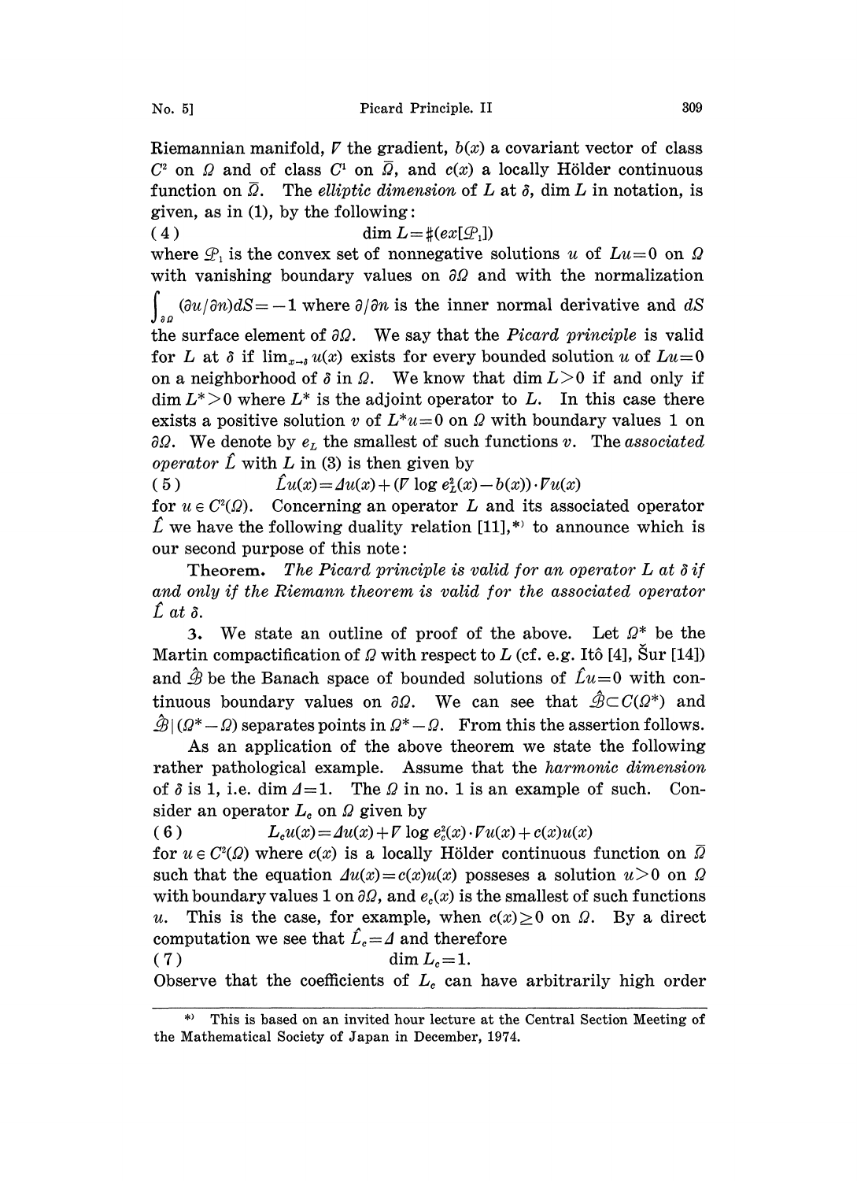Riemannian manifold, $\nabla$ the gradient, $b(x)$ a covariant vector of class $C^2$ on $\Omega$ and of class $C^1$ on $\bar{\Omega}$, and $c(x)$ a locally Hölder continuous function on $\bar{\Omega}$. The *elliptic dimension* of $L$ at $\delta$, $\dim L$ in notation, is given, as in (1), by the following:

$$\dim L = \sharp(ex[\mathcal{P}_1]) \tag{4}$$

where $\mathcal{P}_1$ is the convex set of nonnegative solutions $u$ of $Lu=0$ on $\Omega$ with vanishing boundary values on $\partial\Omega$ and with the normalization $\int_{\partial\Omega}(\partial u/\partial n)dS=-1$ where $\partial/\partial n$ is the inner normal derivative and $dS$ the surface element of $\partial\Omega$. We say that the *Picard principle* is valid for $L$ at $\delta$ if $\lim_{x\to\delta}u(x)$ exists for every bounded solution $u$ of $Lu=0$ on a neighborhood of $\delta$ in $\Omega$. We know that $\dim L>0$ if and only if $\dim L^*>0$ where $L^*$ is the adjoint operator to $L$. In this case there exists a positive solution $v$ of $L^*u=0$ on $\Omega$ with boundary values 1 on $\partial\Omega$. We denote by $e_L$ the smallest of such functions $v$. The *associated operator* $\hat{L}$ with $L$ in (3) is then given by

$$\hat{L}u(x)=\Delta u(x)+(\nabla \log e_L^2(x)-b(x))\cdot\nabla u(x) \tag{5}$$

for $u\in C^2(\Omega)$. Concerning an operator $L$ and its associated operator $\hat{L}$ we have the following duality relation [11],*) to announce which is our second purpose of this note:

**Theorem.** *The Picard principle is valid for an operator $L$ at $\delta$ if and only if the Riemann theorem is valid for the associated operator $\hat{L}$ at $\delta$.*

3. We state an outline of proof of the above. Let $\Omega^*$ be the Martin compactification of $\Omega$ with respect to $L$ (cf. e.g. Itô [4], Šur [14]) and $\hat{\mathcal{B}}$ be the Banach space of bounded solutions of $\hat{L}u=0$ with continuous boundary values on $\partial\Omega$. We can see that $\hat{\mathcal{B}}\subset C(\Omega^*)$ and $\hat{\mathcal{B}}\,|\,(\Omega^*-\Omega)$ separates points in $\Omega^*-\Omega$. From this the assertion follows.

As an application of the above theorem we state the following rather pathological example. Assume that the *harmonic dimension* of $\delta$ is 1, i.e. $\dim\Delta=1$. The $\Omega$ in no. 1 is an example of such. Consider an operator $L_c$ on $\Omega$ given by

$$L_c u(x)=\Delta u(x)+\nabla\log e_c^2(x)\cdot\nabla u(x)+c(x)u(x) \tag{6}$$

for $u\in C^2(\Omega)$ where $c(x)$ is a locally Hölder continuous function on $\bar{\Omega}$ such that the equation $\Delta u(x)=c(x)u(x)$ posseses a solution $u>0$ on $\Omega$ with boundary values 1 on $\partial\Omega$, and $e_c(x)$ is the smallest of such functions $u$. This is the case, for example, when $c(x)\geq 0$ on $\Omega$. By a direct computation we see that $\hat{L}_c=\Delta$ and therefore

$$\dim L_c=1. \tag{7}$$

Observe that the coefficients of $L_c$ can have arbitrarily high order

*) This is based on an invited hour lecture at the Central Section Meeting of the Mathematical Society of Japan in December, 1974.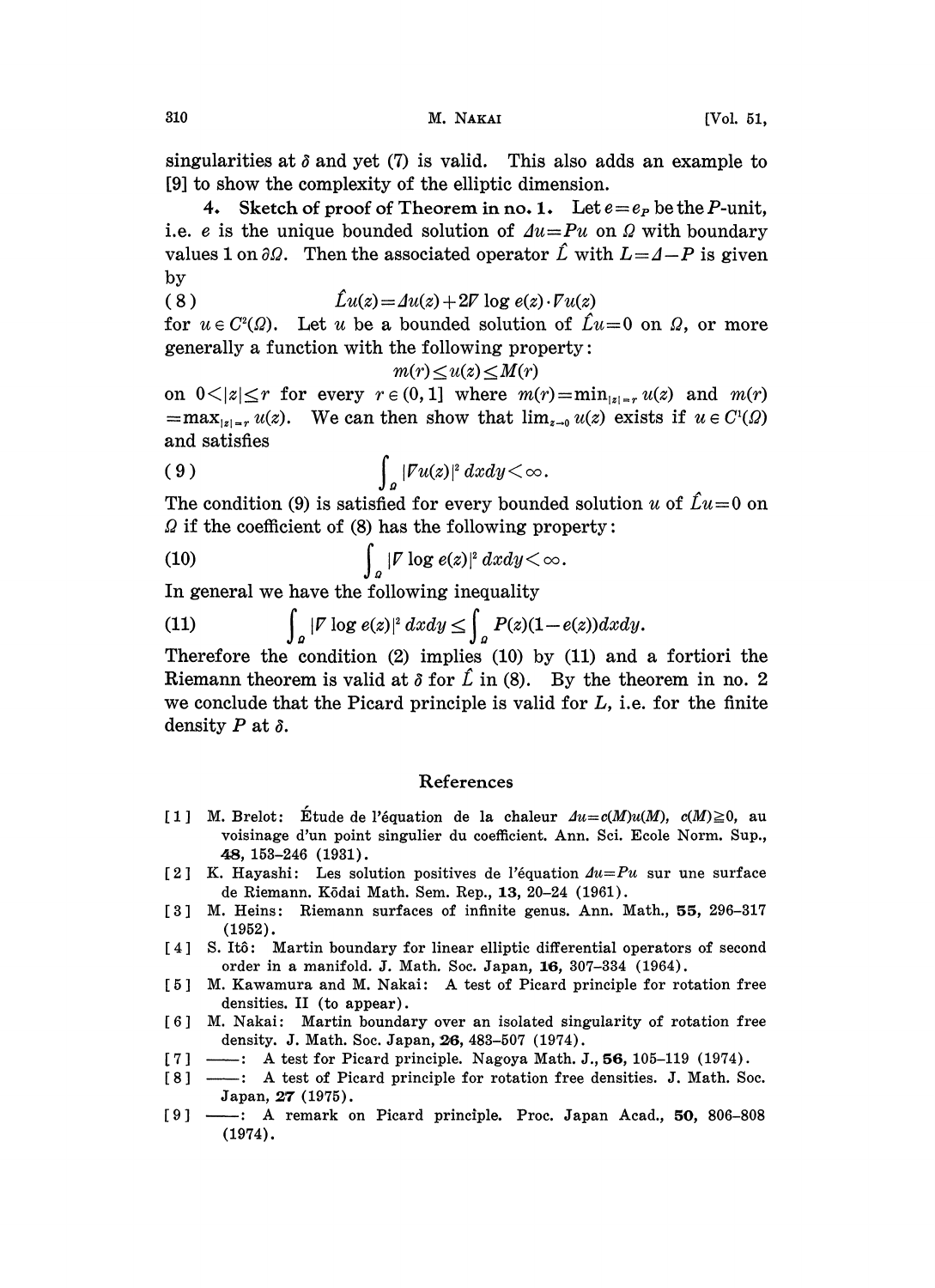singularities at $\delta$ and yet (7) is valid. This also adds an example to [9] to show the complexity of the elliptic dimension.

**4. Sketch of proof of Theorem in no. 1.** Let $e=e_P$ be the $P$-unit, i.e. $e$ is the unique bounded solution of $\Delta u=Pu$ on $\Omega$ with boundary values 1 on $\partial\Omega$. Then the associated operator $\hat{L}$ with $L=\Delta-P$ is given by

$$\hat{L}u(z)=\Delta u(z)+2\nabla \log e(z)\cdot\nabla u(z) \tag{8}$$

for $u\in C^2(\Omega)$. Let $u$ be a bounded solution of $\hat{L}u=0$ on $\Omega$, or more generally a function with the following property:

$$m(r)\leq u(z)\leq M(r)$$

on $0<|z|\leq r$ for every $r\in(0,1]$ where $m(r)=\min_{|z|=r}u(z)$ and $m(r)=\max_{|z|=r}u(z)$. We can then show that $\lim_{z\to 0}u(z)$ exists if $u\in C^1(\Omega)$ and satisfies

$$\int_\Omega |\nabla u(z)|^2\,dxdy<\infty. \tag{9}$$

The condition (9) is satisfied for every bounded solution $u$ of $\hat{L}u=0$ on $\Omega$ if the coefficient of (8) has the following property:

$$\int_\Omega |\nabla \log e(z)|^2\,dxdy<\infty. \tag{10}$$

In general we have the following inequality

$$\int_\Omega |\nabla \log e(z)|^2\,dxdy\leq\int_\Omega P(z)(1-e(z))dxdy. \tag{11}$$

Therefore the condition (2) implies (10) by (11) and a fortiori the Riemann theorem is valid at $\delta$ for $\hat{L}$ in (8). By the theorem in no. 2 we conclude that the Picard principle is valid for $L$, i.e. for the finite density $P$ at $\delta$.

## References

[1] M. Brelot: Étude de l'équation de la chaleur $\Delta u=c(M)u(M)$, $c(M)\geqq 0$, au voisinage d'un point singulier du coefficient. Ann. Sci. Ecole Norm. Sup., **48**, 153–246 (1931).

[2] K. Hayashi: Les solution positives de l'équation $\Delta u=Pu$ sur une surface de Riemann. Kōdai Math. Sem. Rep., **13**, 20–24 (1961).

[3] M. Heins: Riemann surfaces of infinite genus. Ann. Math., **55**, 296–317 (1952).

[4] S. Itô: Martin boundary for linear elliptic differential operators of second order in a manifold. J. Math. Soc. Japan, **16**, 307–334 (1964).

[5] M. Kawamura and M. Nakai: A test of Picard principle for rotation free densities. II (to appear).

[6] M. Nakai: Martin boundary over an isolated singularity of rotation free density. J. Math. Soc. Japan, **26**, 483–507 (1974).

[7] ——: A test for Picard principle. Nagoya Math. J., **56**, 105–119 (1974).

[8] ——: A test of Picard principle for rotation free densities. J. Math. Soc. Japan, **27** (1975).

[9] ——: A remark on Picard principle. Proc. Japan Acad., **50**, 806–808 (1974).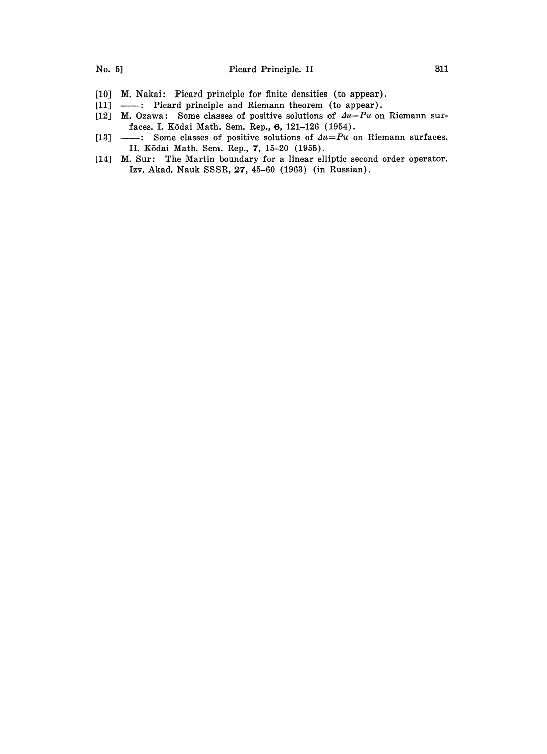[10] M. Nakai: Picard principle for finite densities (to appear).

[11] ——: Picard principle and Riemann theorem (to appear).

[12] M. Ozawa: Some classes of positive solutions of $\Delta u = Pu$ on Riemann surfaces. I. Kōdai Math. Sem. Rep., **6**, 121–126 (1954).

[13] ——: Some classes of positive solutions of $\Delta u = Pu$ on Riemann surfaces. II. Kōdai Math. Sem. Rep., **7**, 15–20 (1955).

[14] M. Sur: The Martin boundary for a linear elliptic second order operator. Izv. Akad. Nauk SSSR, **27**, 45–60 (1963) (in Russian).